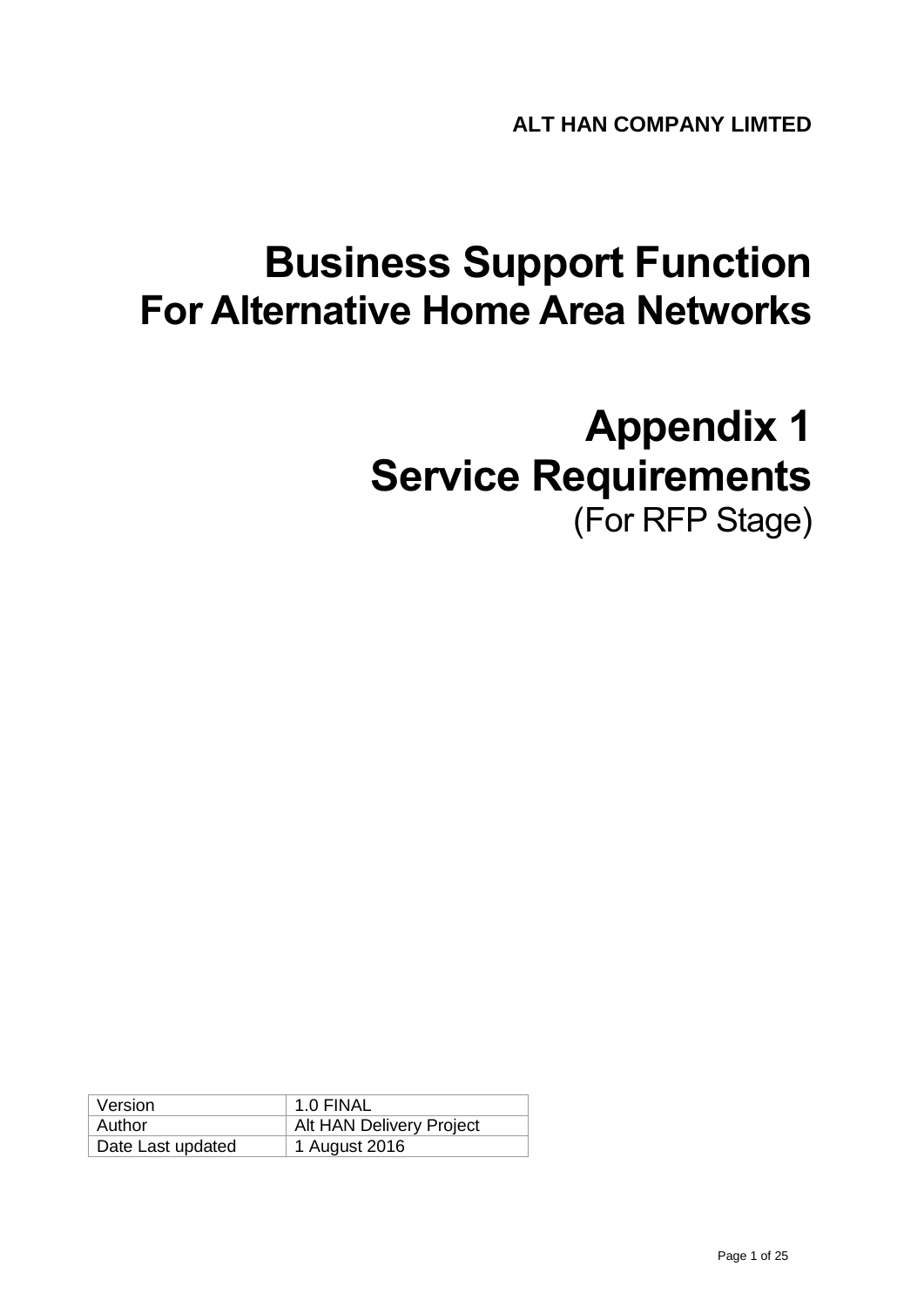**ALT HAN COMPANY LIMTED**

# Business Support Function
## For Alternative Home Area Networks

# Appendix 1
# Service Requirements
(For RFP Stage)

| Version | 1.0 FINAL |
|---|---|
| Author | Alt HAN Delivery Project |
| Date Last updated | 1 August 2016 |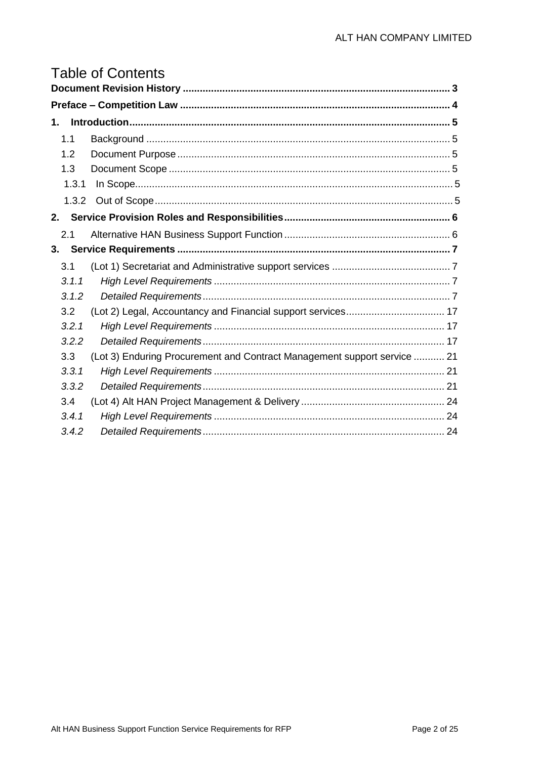# Table of Contents

**Document Revision History** .......... 3

**Preface – Competition Law** .......... 4

**1. Introduction** .......... 5

- 1.1 Background .......... 5
- 1.2 Document Purpose .......... 5
- 1.3 Document Scope .......... 5
  - 1.3.1 In Scope .......... 5
  - 1.3.2 Out of Scope .......... 5

**2. Service Provision Roles and Responsibilities** .......... 6

- 2.1 Alternative HAN Business Support Function .......... 6

**3. Service Requirements** .......... 7

- 3.1 (Lot 1) Secretariat and Administrative support services .......... 7
  - *3.1.1 High Level Requirements* .......... 7
  - *3.1.2 Detailed Requirements* .......... 7
- 3.2 (Lot 2) Legal, Accountancy and Financial support services .......... 17
  - *3.2.1 High Level Requirements* .......... 17
  - *3.2.2 Detailed Requirements* .......... 17
- 3.3 (Lot 3) Enduring Procurement and Contract Management support service .......... 21
  - *3.3.1 High Level Requirements* .......... 21
  - *3.3.2 Detailed Requirements* .......... 21
- 3.4 (Lot 4) Alt HAN Project Management & Delivery .......... 24
  - *3.4.1 High Level Requirements* .......... 24
  - *3.4.2 Detailed Requirements* .......... 24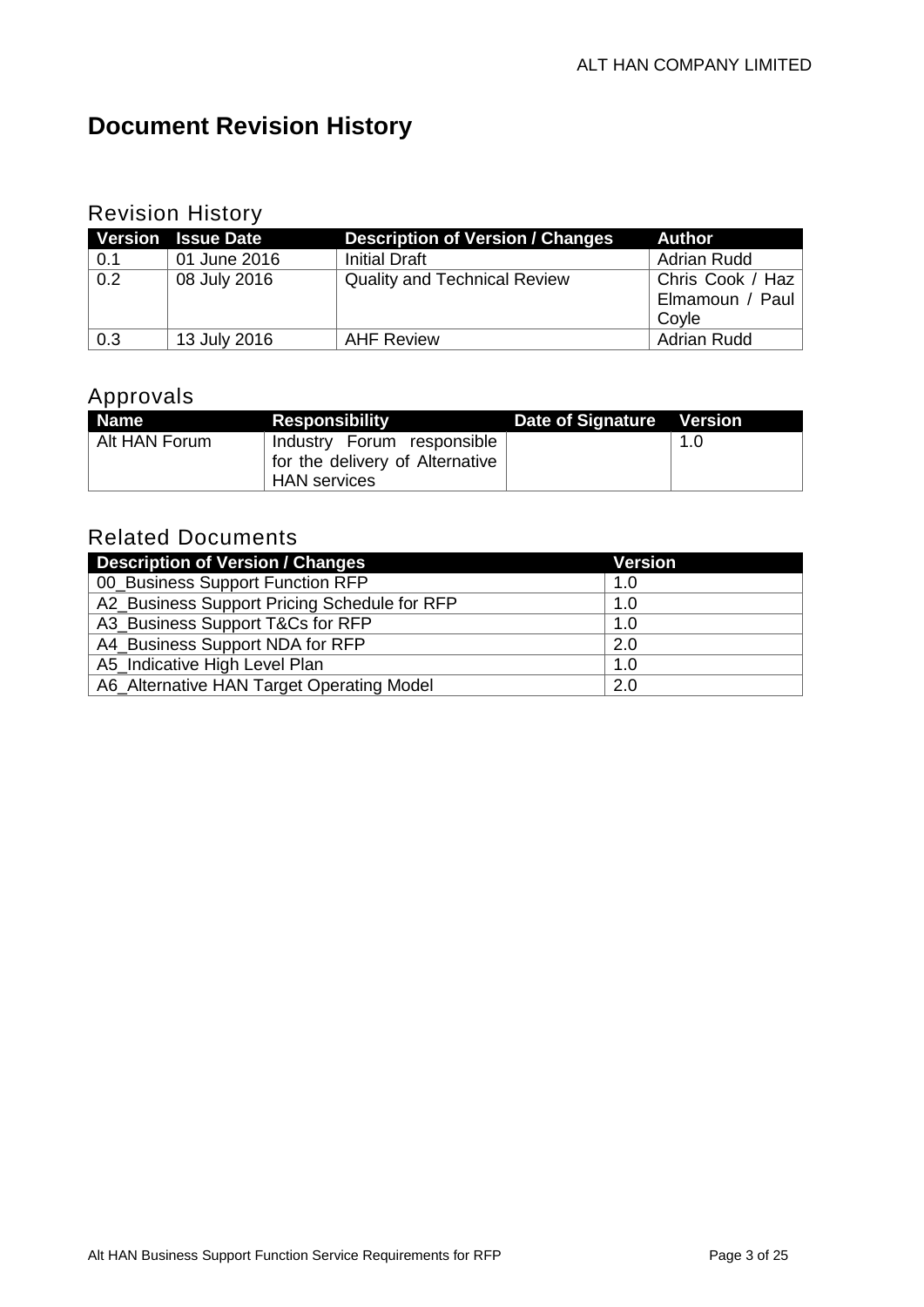# Document Revision History

## Revision History

| Version | Issue Date | Description of Version / Changes | Author |
|---|---|---|---|
| 0.1 | 01 June 2016 | Initial Draft | Adrian Rudd |
| 0.2 | 08 July 2016 | Quality and Technical Review | Chris Cook / Haz Elmamoun / Paul Coyle |
| 0.3 | 13 July 2016 | AHF Review | Adrian Rudd |

## Approvals

| Name | Responsibility | Date of Signature | Version |
|---|---|---|---|
| Alt HAN Forum | Industry Forum responsible for the delivery of Alternative HAN services | | 1.0 |

## Related Documents

| Description of Version / Changes | Version |
|---|---|
| 00_Business Support Function RFP | 1.0 |
| A2_Business Support Pricing Schedule for RFP | 1.0 |
| A3_Business Support T&Cs for RFP | 1.0 |
| A4_Business Support NDA for RFP | 2.0 |
| A5_Indicative High Level Plan | 1.0 |
| A6_Alternative HAN Target Operating Model | 2.0 |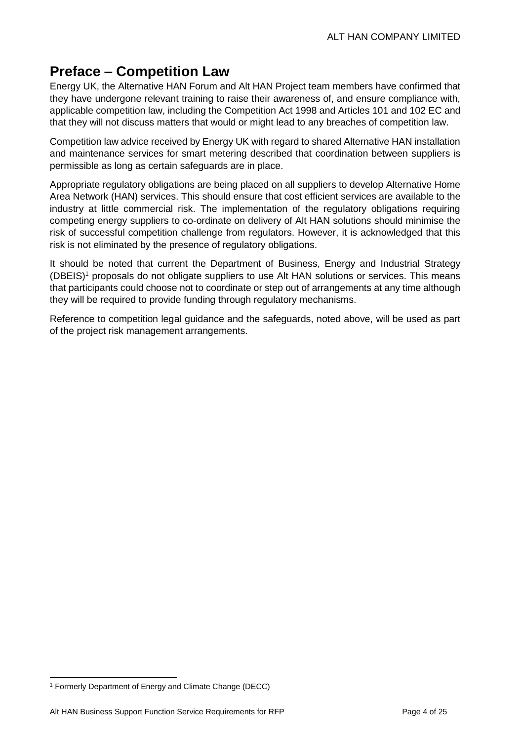# Preface – Competition Law

Energy UK, the Alternative HAN Forum and Alt HAN Project team members have confirmed that they have undergone relevant training to raise their awareness of, and ensure compliance with, applicable competition law, including the Competition Act 1998 and Articles 101 and 102 EC and that they will not discuss matters that would or might lead to any breaches of competition law.

Competition law advice received by Energy UK with regard to shared Alternative HAN installation and maintenance services for smart metering described that coordination between suppliers is permissible as long as certain safeguards are in place.

Appropriate regulatory obligations are being placed on all suppliers to develop Alternative Home Area Network (HAN) services. This should ensure that cost efficient services are available to the industry at little commercial risk. The implementation of the regulatory obligations requiring competing energy suppliers to co-ordinate on delivery of Alt HAN solutions should minimise the risk of successful competition challenge from regulators. However, it is acknowledged that this risk is not eliminated by the presence of regulatory obligations.

It should be noted that current the Department of Business, Energy and Industrial Strategy (DBEIS)[1] proposals do not obligate suppliers to use Alt HAN solutions or services. This means that participants could choose not to coordinate or step out of arrangements at any time although they will be required to provide funding through regulatory mechanisms.

Reference to competition legal guidance and the safeguards, noted above, will be used as part of the project risk management arrangements.

[1] Formerly Department of Energy and Climate Change (DECC)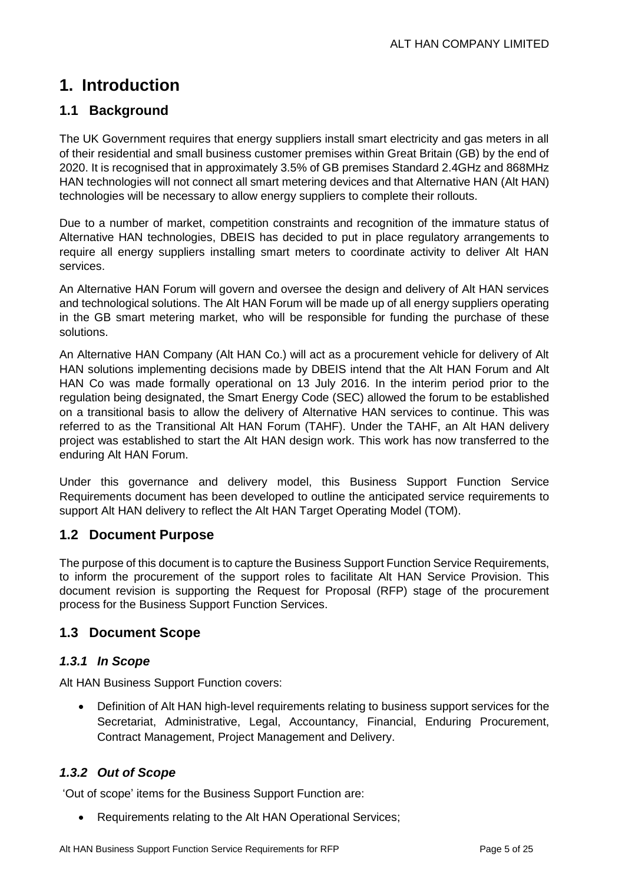# 1. Introduction

## 1.1 Background

The UK Government requires that energy suppliers install smart electricity and gas meters in all of their residential and small business customer premises within Great Britain (GB) by the end of 2020. It is recognised that in approximately 3.5% of GB premises Standard 2.4GHz and 868MHz HAN technologies will not connect all smart metering devices and that Alternative HAN (Alt HAN) technologies will be necessary to allow energy suppliers to complete their rollouts.

Due to a number of market, competition constraints and recognition of the immature status of Alternative HAN technologies, DBEIS has decided to put in place regulatory arrangements to require all energy suppliers installing smart meters to coordinate activity to deliver Alt HAN services.

An Alternative HAN Forum will govern and oversee the design and delivery of Alt HAN services and technological solutions. The Alt HAN Forum will be made up of all energy suppliers operating in the GB smart metering market, who will be responsible for funding the purchase of these solutions.

An Alternative HAN Company (Alt HAN Co.) will act as a procurement vehicle for delivery of Alt HAN solutions implementing decisions made by DBEIS intend that the Alt HAN Forum and Alt HAN Co was made formally operational on 13 July 2016. In the interim period prior to the regulation being designated, the Smart Energy Code (SEC) allowed the forum to be established on a transitional basis to allow the delivery of Alternative HAN services to continue. This was referred to as the Transitional Alt HAN Forum (TAHF). Under the TAHF, an Alt HAN delivery project was established to start the Alt HAN design work. This work has now transferred to the enduring Alt HAN Forum.

Under this governance and delivery model, this Business Support Function Service Requirements document has been developed to outline the anticipated service requirements to support Alt HAN delivery to reflect the Alt HAN Target Operating Model (TOM).

## 1.2 Document Purpose

The purpose of this document is to capture the Business Support Function Service Requirements, to inform the procurement of the support roles to facilitate Alt HAN Service Provision. This document revision is supporting the Request for Proposal (RFP) stage of the procurement process for the Business Support Function Services.

## 1.3 Document Scope

### *1.3.1 In Scope*

Alt HAN Business Support Function covers:

- Definition of Alt HAN high-level requirements relating to business support services for the Secretariat, Administrative, Legal, Accountancy, Financial, Enduring Procurement, Contract Management, Project Management and Delivery.

### *1.3.2 Out of Scope*

'Out of scope' items for the Business Support Function are:

- Requirements relating to the Alt HAN Operational Services;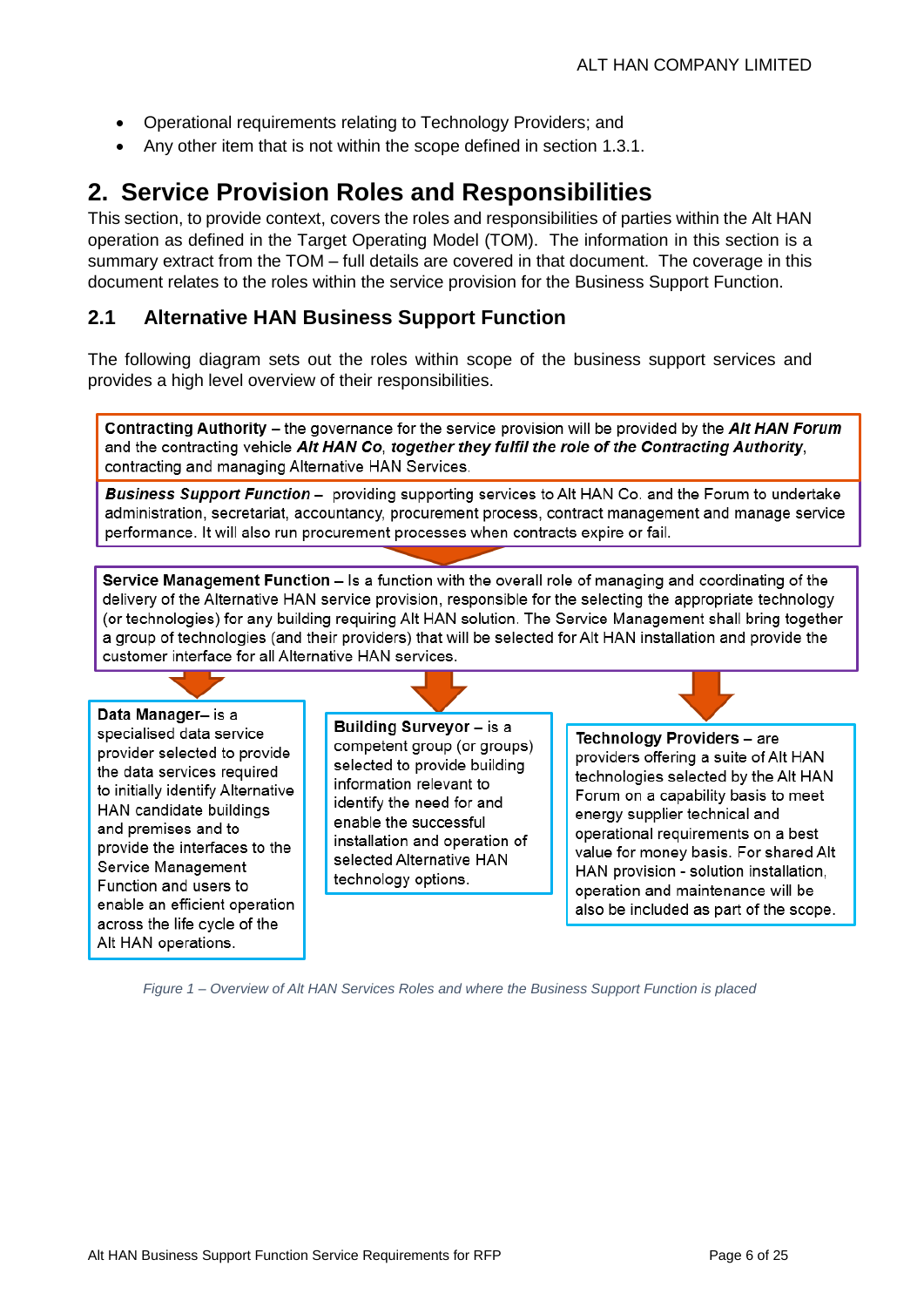- Operational requirements relating to Technology Providers; and
- Any other item that is not within the scope defined in section 1.3.1.

# 2. Service Provision Roles and Responsibilities

This section, to provide context, covers the roles and responsibilities of parties within the Alt HAN operation as defined in the Target Operating Model (TOM). The information in this section is a summary extract from the TOM – full details are covered in that document. The coverage in this document relates to the roles within the service provision for the Business Support Function.

## 2.1 Alternative HAN Business Support Function

The following diagram sets out the roles within scope of the business support services and provides a high level overview of their responsibilities.

**Contracting Authority** – the governance for the service provision will be provided by the ***Alt HAN Forum*** and the contracting vehicle ***Alt HAN Co***, ***together they fulfil the role of the Contracting Authority***, contracting and managing Alternative HAN Services.

***Business Support Function*** – providing supporting services to Alt HAN Co. and the Forum to undertake administration, secretariat, accountancy, procurement process, contract management and manage service performance. It will also run procurement processes when contracts expire or fail.

**Service Management Function** – Is a function with the overall role of managing and coordinating of the delivery of the Alternative HAN service provision, responsible for the selecting the appropriate technology (or technologies) for any building requiring Alt HAN solution. The Service Management shall bring together a group of technologies (and their providers) that will be selected for Alt HAN installation and provide the customer interface for all Alternative HAN services.

**Data Manager**– is a specialised data service provider selected to provide the data services required to initially identify Alternative HAN candidate buildings and premises and to provide the interfaces to the Service Management Function and users to enable an efficient operation across the life cycle of the Alt HAN operations.

**Building Surveyor** – is a competent group (or groups) selected to provide building information relevant to identify the need for and enable the successful installation and operation of selected Alternative HAN technology options.

**Technology Providers** – are providers offering a suite of Alt HAN technologies selected by the Alt HAN Forum on a capability basis to meet energy supplier technical and operational requirements on a best value for money basis. For shared Alt HAN provision - solution installation, operation and maintenance will be also be included as part of the scope.

*Figure 1 – Overview of Alt HAN Services Roles and where the Business Support Function is placed*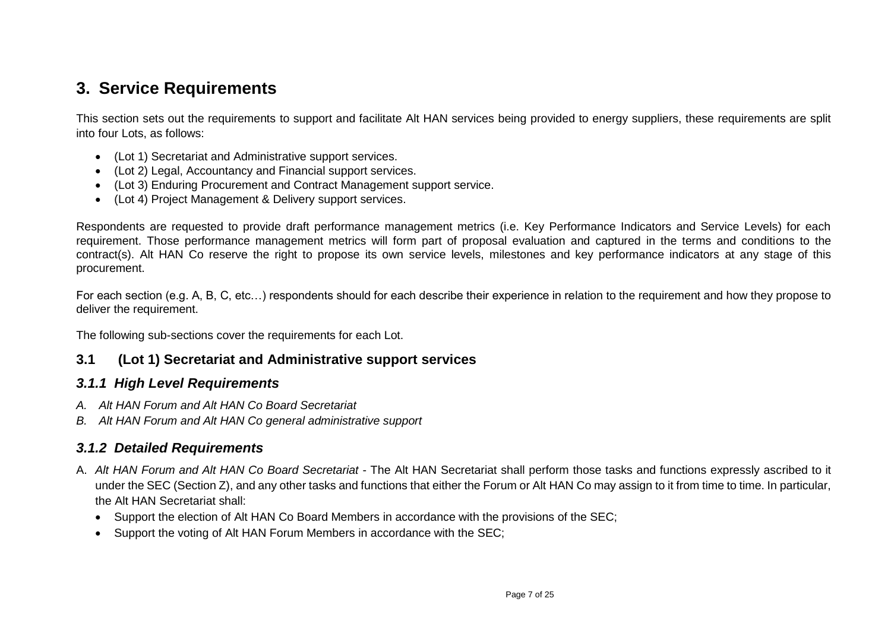## 3. Service Requirements

This section sets out the requirements to support and facilitate Alt HAN services being provided to energy suppliers, these requirements are split into four Lots, as follows:

- (Lot 1) Secretariat and Administrative support services.
- (Lot 2) Legal, Accountancy and Financial support services.
- (Lot 3) Enduring Procurement and Contract Management support service.
- (Lot 4) Project Management & Delivery support services.

Respondents are requested to provide draft performance management metrics (i.e. Key Performance Indicators and Service Levels) for each requirement. Those performance management metrics will form part of proposal evaluation and captured in the terms and conditions to the contract(s). Alt HAN Co reserve the right to propose its own service levels, milestones and key performance indicators at any stage of this procurement.

For each section (e.g. A, B, C, etc…) respondents should for each describe their experience in relation to the requirement and how they propose to deliver the requirement.

The following sub-sections cover the requirements for each Lot.

### 3.1 (Lot 1) Secretariat and Administrative support services

#### *3.1.1 High Level Requirements*

A. *Alt HAN Forum and Alt HAN Co Board Secretariat*
B. *Alt HAN Forum and Alt HAN Co general administrative support*

#### *3.1.2 Detailed Requirements*

A. *Alt HAN Forum and Alt HAN Co Board Secretariat* - The Alt HAN Secretariat shall perform those tasks and functions expressly ascribed to it under the SEC (Section Z), and any other tasks and functions that either the Forum or Alt HAN Co may assign to it from time to time. In particular, the Alt HAN Secretariat shall:
   - Support the election of Alt HAN Co Board Members in accordance with the provisions of the SEC;
   - Support the voting of Alt HAN Forum Members in accordance with the SEC;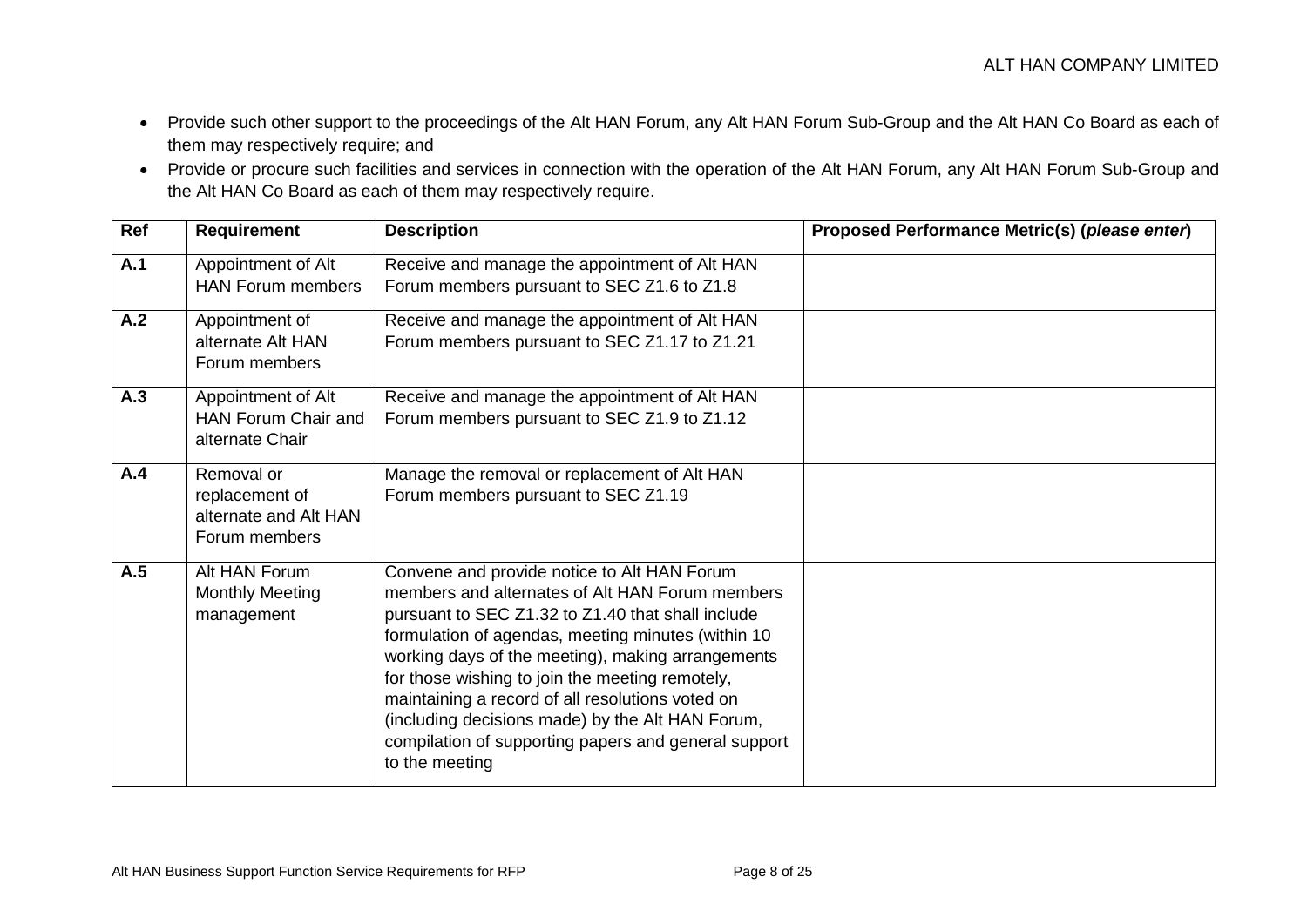- Provide such other support to the proceedings of the Alt HAN Forum, any Alt HAN Forum Sub-Group and the Alt HAN Co Board as each of them may respectively require; and
- Provide or procure such facilities and services in connection with the operation of the Alt HAN Forum, any Alt HAN Forum Sub-Group and the Alt HAN Co Board as each of them may respectively require.

| Ref | Requirement | Description | Proposed Performance Metric(s) (*please enter*) |
|---|---|---|---|
| **A.1** | Appointment of Alt HAN Forum members | Receive and manage the appointment of Alt HAN Forum members pursuant to SEC Z1.6 to Z1.8 | |
| **A.2** | Appointment of alternate Alt HAN Forum members | Receive and manage the appointment of Alt HAN Forum members pursuant to SEC Z1.17 to Z1.21 | |
| **A.3** | Appointment of Alt HAN Forum Chair and alternate Chair | Receive and manage the appointment of Alt HAN Forum members pursuant to SEC Z1.9 to Z1.12 | |
| **A.4** | Removal or replacement of alternate and Alt HAN Forum members | Manage the removal or replacement of Alt HAN Forum members pursuant to SEC Z1.19 | |
| **A.5** | Alt HAN Forum Monthly Meeting management | Convene and provide notice to Alt HAN Forum members and alternates of Alt HAN Forum members pursuant to SEC Z1.32 to Z1.40 that shall include formulation of agendas, meeting minutes (within 10 working days of the meeting), making arrangements for those wishing to join the meeting remotely, maintaining a record of all resolutions voted on (including decisions made) by the Alt HAN Forum, compilation of supporting papers and general support to the meeting | |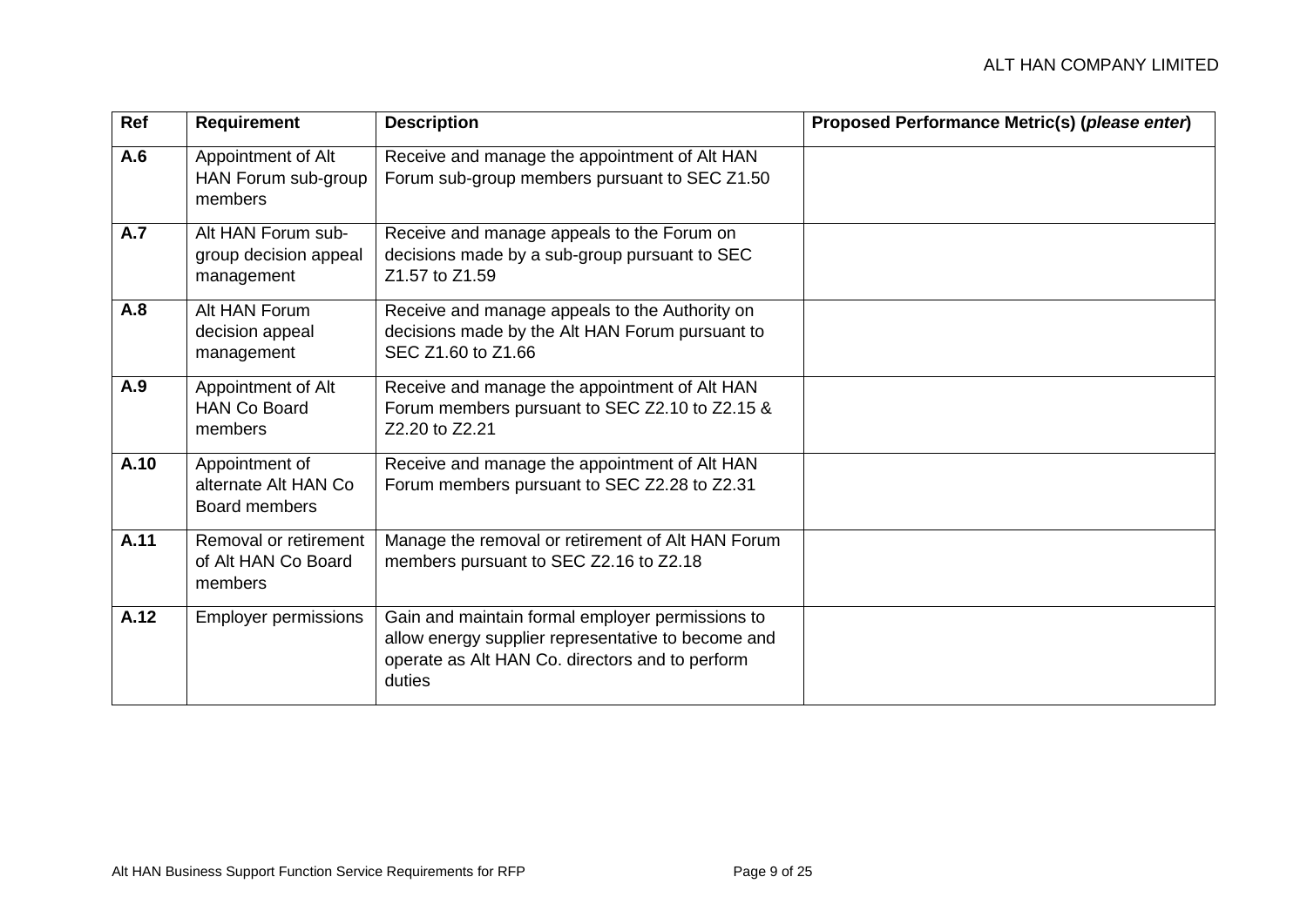| Ref | Requirement | Description | Proposed Performance Metric(s) (*please enter*) |
|---|---|---|---|
| **A.6** | Appointment of Alt HAN Forum sub-group members | Receive and manage the appointment of Alt HAN Forum sub-group members pursuant to SEC Z1.50 | |
| **A.7** | Alt HAN Forum sub-group decision appeal management | Receive and manage appeals to the Forum on decisions made by a sub-group pursuant to SEC Z1.57 to Z1.59 | |
| **A.8** | Alt HAN Forum decision appeal management | Receive and manage appeals to the Authority on decisions made by the Alt HAN Forum pursuant to SEC Z1.60 to Z1.66 | |
| **A.9** | Appointment of Alt HAN Co Board members | Receive and manage the appointment of Alt HAN Forum members pursuant to SEC Z2.10 to Z2.15 & Z2.20 to Z2.21 | |
| **A.10** | Appointment of alternate Alt HAN Co Board members | Receive and manage the appointment of Alt HAN Forum members pursuant to SEC Z2.28 to Z2.31 | |
| **A.11** | Removal or retirement of Alt HAN Co Board members | Manage the removal or retirement of Alt HAN Forum members pursuant to SEC Z2.16 to Z2.18 | |
| **A.12** | Employer permissions | Gain and maintain formal employer permissions to allow energy supplier representative to become and operate as Alt HAN Co. directors and to perform duties | |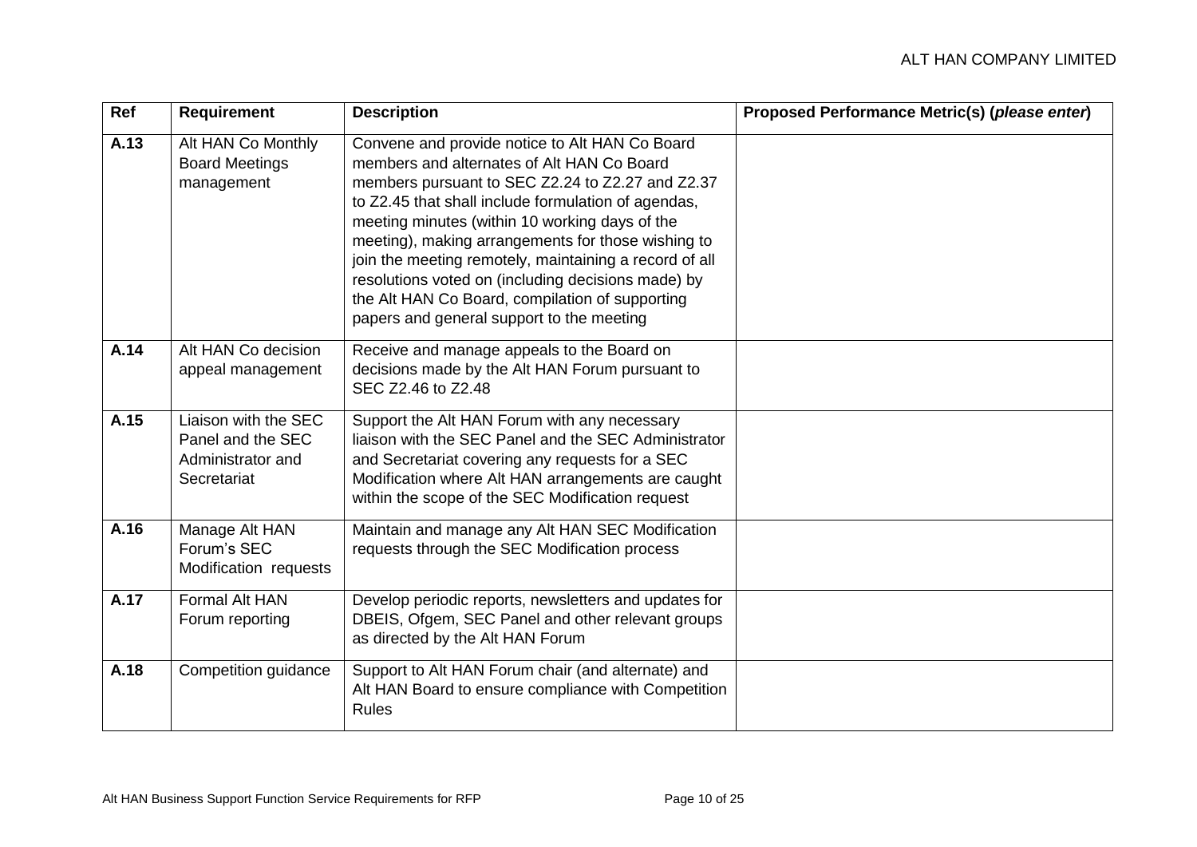| Ref | Requirement | Description | Proposed Performance Metric(s) (*please enter*) |
|---|---|---|---|
| **A.13** | Alt HAN Co Monthly Board Meetings management | Convene and provide notice to Alt HAN Co Board members and alternates of Alt HAN Co Board members pursuant to SEC Z2.24 to Z2.27 and Z2.37 to Z2.45 that shall include formulation of agendas, meeting minutes (within 10 working days of the meeting), making arrangements for those wishing to join the meeting remotely, maintaining a record of all resolutions voted on (including decisions made) by the Alt HAN Co Board, compilation of supporting papers and general support to the meeting | |
| **A.14** | Alt HAN Co decision appeal management | Receive and manage appeals to the Board on decisions made by the Alt HAN Forum pursuant to SEC Z2.46 to Z2.48 | |
| **A.15** | Liaison with the SEC Panel and the SEC Administrator and Secretariat | Support the Alt HAN Forum with any necessary liaison with the SEC Panel and the SEC Administrator and Secretariat covering any requests for a SEC Modification where Alt HAN arrangements are caught within the scope of the SEC Modification request | |
| **A.16** | Manage Alt HAN Forum's SEC Modification requests | Maintain and manage any Alt HAN SEC Modification requests through the SEC Modification process | |
| **A.17** | Formal Alt HAN Forum reporting | Develop periodic reports, newsletters and updates for DBEIS, Ofgem, SEC Panel and other relevant groups as directed by the Alt HAN Forum | |
| **A.18** | Competition guidance | Support to Alt HAN Forum chair (and alternate) and Alt HAN Board to ensure compliance with Competition Rules | |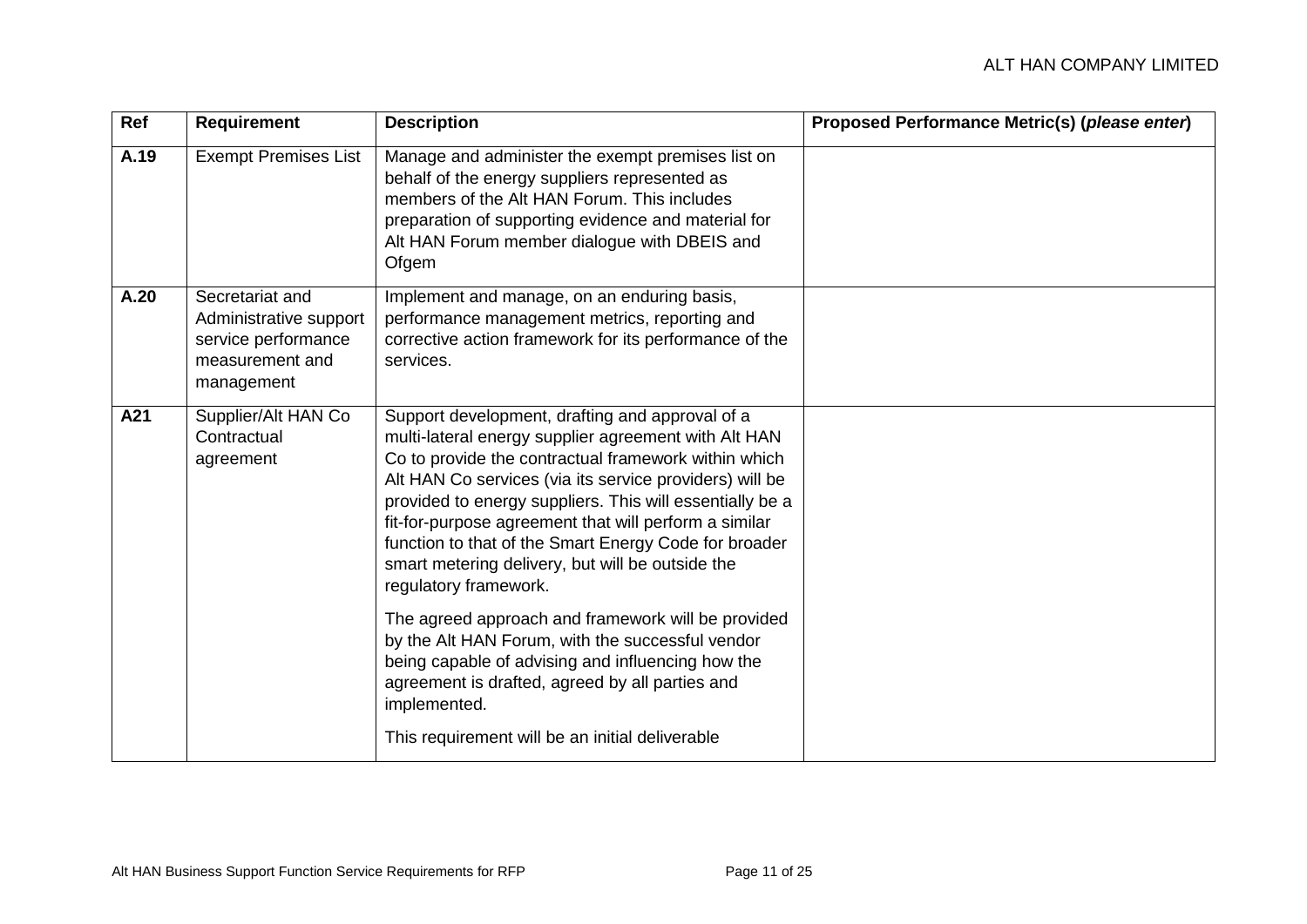| Ref | Requirement | Description | Proposed Performance Metric(s) (*please enter*) |
|---|---|---|---|
| **A.19** | Exempt Premises List | Manage and administer the exempt premises list on behalf of the energy suppliers represented as members of the Alt HAN Forum. This includes preparation of supporting evidence and material for Alt HAN Forum member dialogue with DBEIS and Ofgem | |
| **A.20** | Secretariat and Administrative support service performance measurement and management | Implement and manage, on an enduring basis, performance management metrics, reporting and corrective action framework for its performance of the services. | |
| **A21** | Supplier/Alt HAN Co Contractual agreement | Support development, drafting and approval of a multi-lateral energy supplier agreement with Alt HAN Co to provide the contractual framework within which Alt HAN Co services (via its service providers) will be provided to energy suppliers. This will essentially be a fit-for-purpose agreement that will perform a similar function to that of the Smart Energy Code for broader smart metering delivery, but will be outside the regulatory framework.<br><br>The agreed approach and framework will be provided by the Alt HAN Forum, with the successful vendor being capable of advising and influencing how the agreement is drafted, agreed by all parties and implemented.<br><br>This requirement will be an initial deliverable | |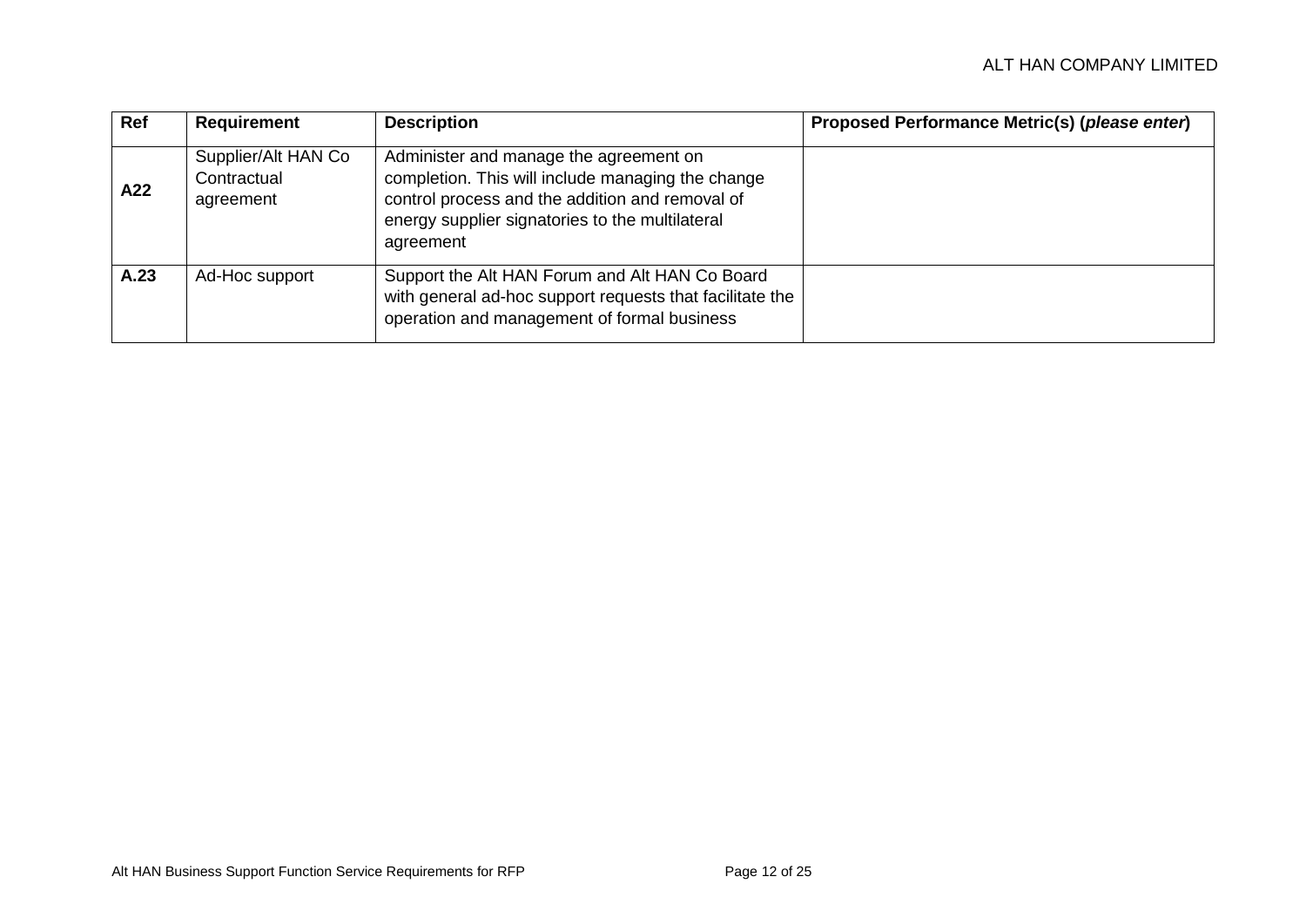| Ref | Requirement | Description | Proposed Performance Metric(s) (*please enter*) |
| --- | --- | --- | --- |
| **A22** | Supplier/Alt HAN Co Contractual agreement | Administer and manage the agreement on completion. This will include managing the change control process and the addition and removal of energy supplier signatories to the multilateral agreement | |
| **A.23** | Ad-Hoc support | Support the Alt HAN Forum and Alt HAN Co Board with general ad-hoc support requests that facilitate the operation and management of formal business | |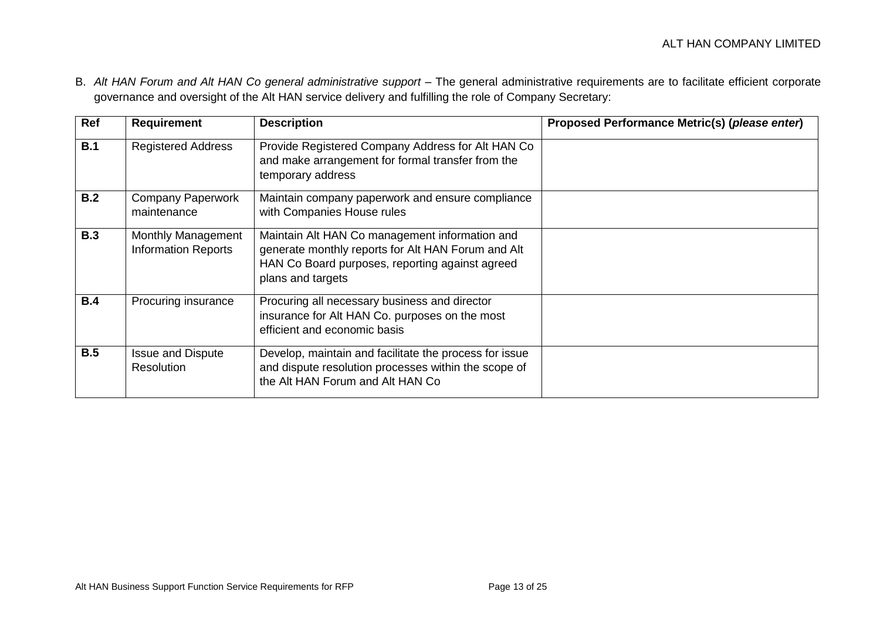B. *Alt HAN Forum and Alt HAN Co general administrative support* – The general administrative requirements are to facilitate efficient corporate governance and oversight of the Alt HAN service delivery and fulfilling the role of Company Secretary:

| Ref | Requirement | Description | Proposed Performance Metric(s) (*please enter*) |
|---|---|---|---|
| **B.1** | Registered Address | Provide Registered Company Address for Alt HAN Co and make arrangement for formal transfer from the temporary address | |
| **B.2** | Company Paperwork maintenance | Maintain company paperwork and ensure compliance with Companies House rules | |
| **B.3** | Monthly Management Information Reports | Maintain Alt HAN Co management information and generate monthly reports for Alt HAN Forum and Alt HAN Co Board purposes, reporting against agreed plans and targets | |
| **B.4** | Procuring insurance | Procuring all necessary business and director insurance for Alt HAN Co. purposes on the most efficient and economic basis | |
| **B.5** | Issue and Dispute Resolution | Develop, maintain and facilitate the process for issue and dispute resolution processes within the scope of the Alt HAN Forum and Alt HAN Co | |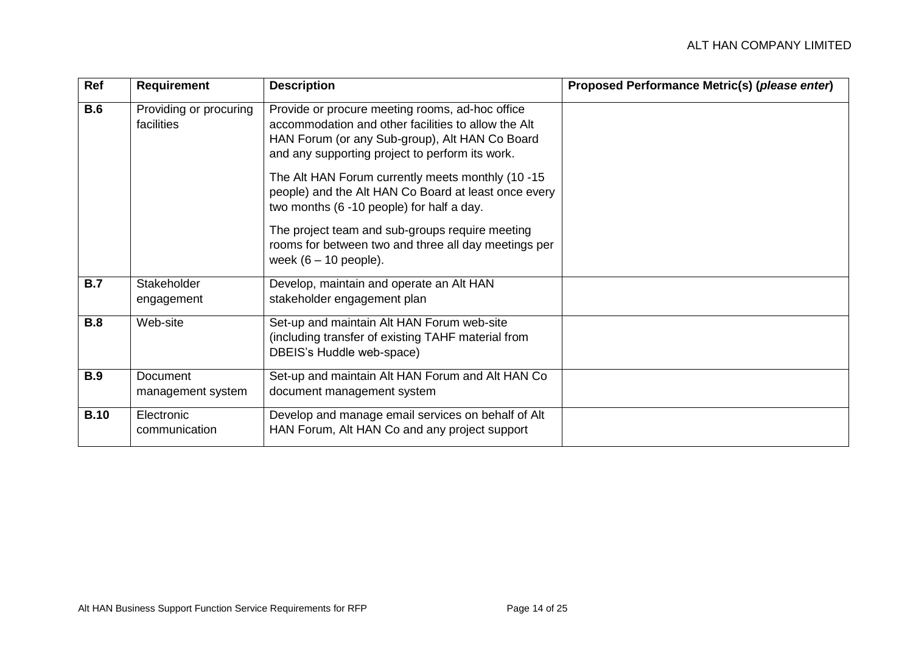| Ref | Requirement | Description | Proposed Performance Metric(s) (*please enter*) |
|---|---|---|---|
| **B.6** | Providing or procuring facilities | Provide or procure meeting rooms, ad-hoc office accommodation and other facilities to allow the Alt HAN Forum (or any Sub-group), Alt HAN Co Board and any supporting project to perform its work.<br><br>The Alt HAN Forum currently meets monthly (10 -15 people) and the Alt HAN Co Board at least once every two months (6 -10 people) for half a day.<br><br>The project team and sub-groups require meeting rooms for between two and three all day meetings per week (6 – 10 people). | |
| **B.7** | Stakeholder engagement | Develop, maintain and operate an Alt HAN stakeholder engagement plan | |
| **B.8** | Web-site | Set-up and maintain Alt HAN Forum web-site (including transfer of existing TAHF material from DBEIS's Huddle web-space) | |
| **B.9** | Document management system | Set-up and maintain Alt HAN Forum and Alt HAN Co document management system | |
| **B.10** | Electronic communication | Develop and manage email services on behalf of Alt HAN Forum, Alt HAN Co and any project support | |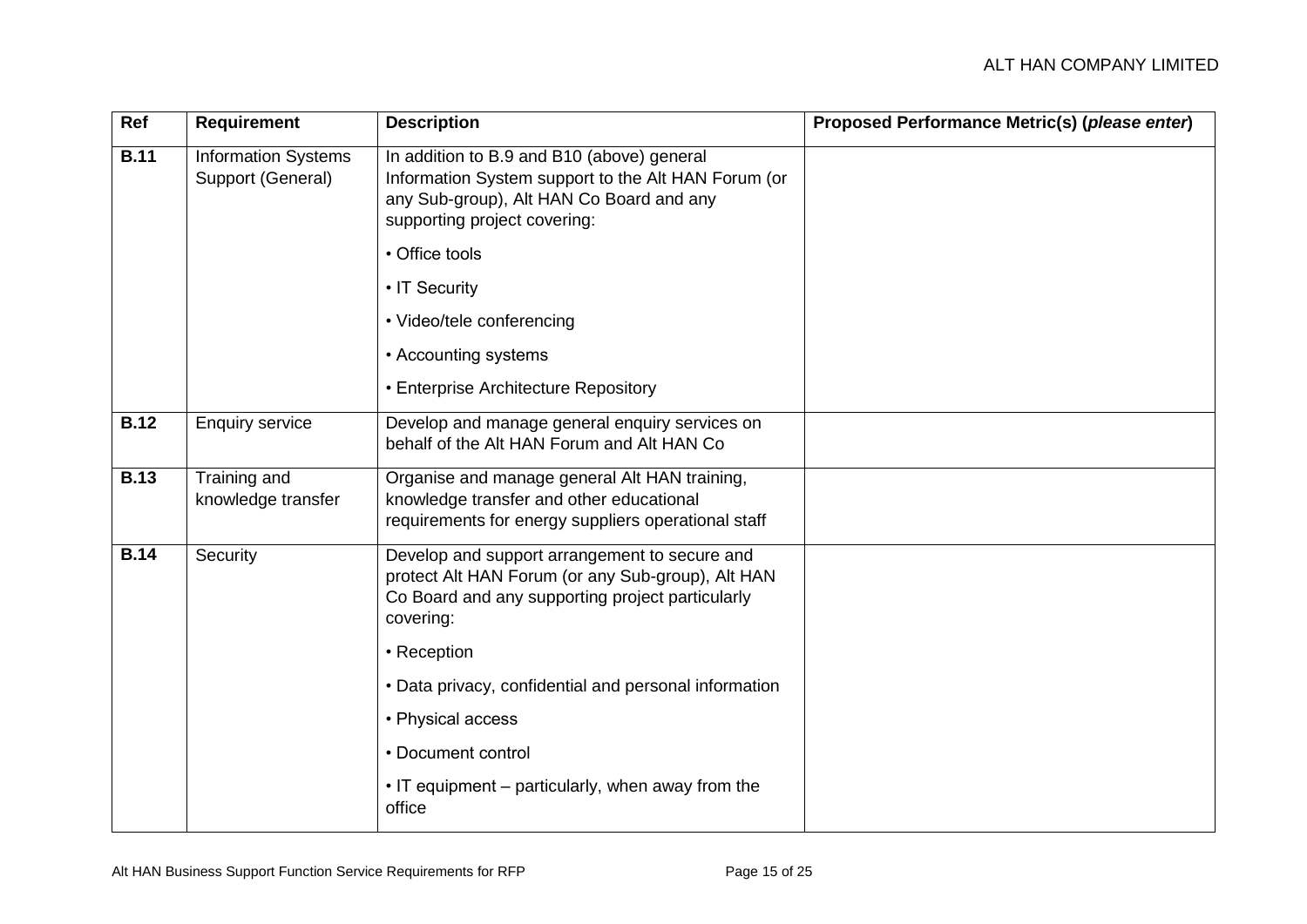| Ref | Requirement | Description | Proposed Performance Metric(s) (*please enter*) |
|---|---|---|---|
| **B.11** | Information Systems Support (General) | In addition to B.9 and B10 (above) general Information System support to the Alt HAN Forum (or any Sub-group), Alt HAN Co Board and any supporting project covering:<br>• Office tools<br>• IT Security<br>• Video/tele conferencing<br>• Accounting systems<br>• Enterprise Architecture Repository | |
| **B.12** | Enquiry service | Develop and manage general enquiry services on behalf of the Alt HAN Forum and Alt HAN Co | |
| **B.13** | Training and knowledge transfer | Organise and manage general Alt HAN training, knowledge transfer and other educational requirements for energy suppliers operational staff | |
| **B.14** | Security | Develop and support arrangement to secure and protect Alt HAN Forum (or any Sub-group), Alt HAN Co Board and any supporting project particularly covering:<br>• Reception<br>• Data privacy, confidential and personal information<br>• Physical access<br>• Document control<br>• IT equipment – particularly, when away from the office | |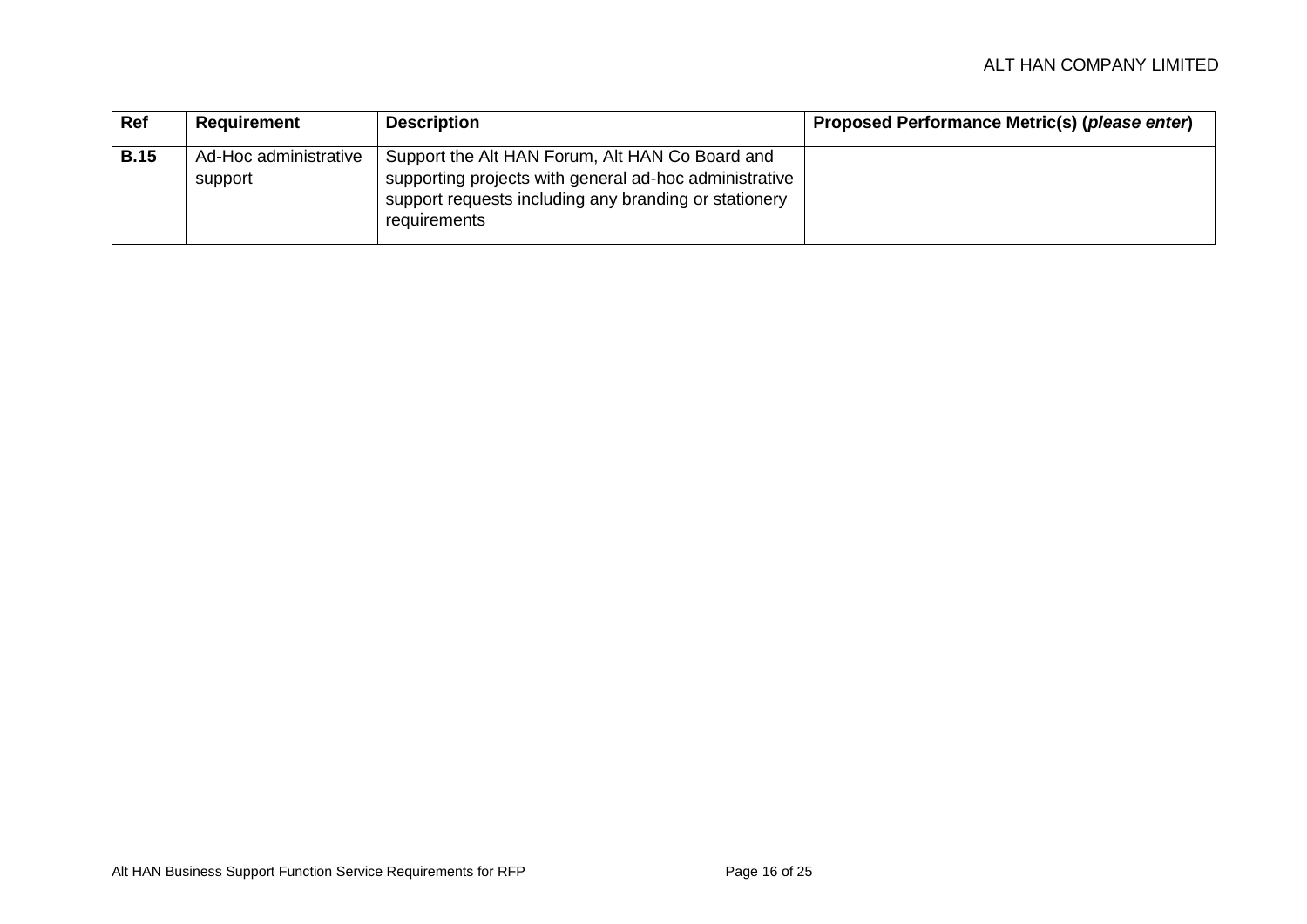| Ref | Requirement | Description | Proposed Performance Metric(s) (*please enter*) |
| --- | --- | --- | --- |
| **B.15** | Ad-Hoc administrative support | Support the Alt HAN Forum, Alt HAN Co Board and supporting projects with general ad-hoc administrative support requests including any branding or stationery requirements | |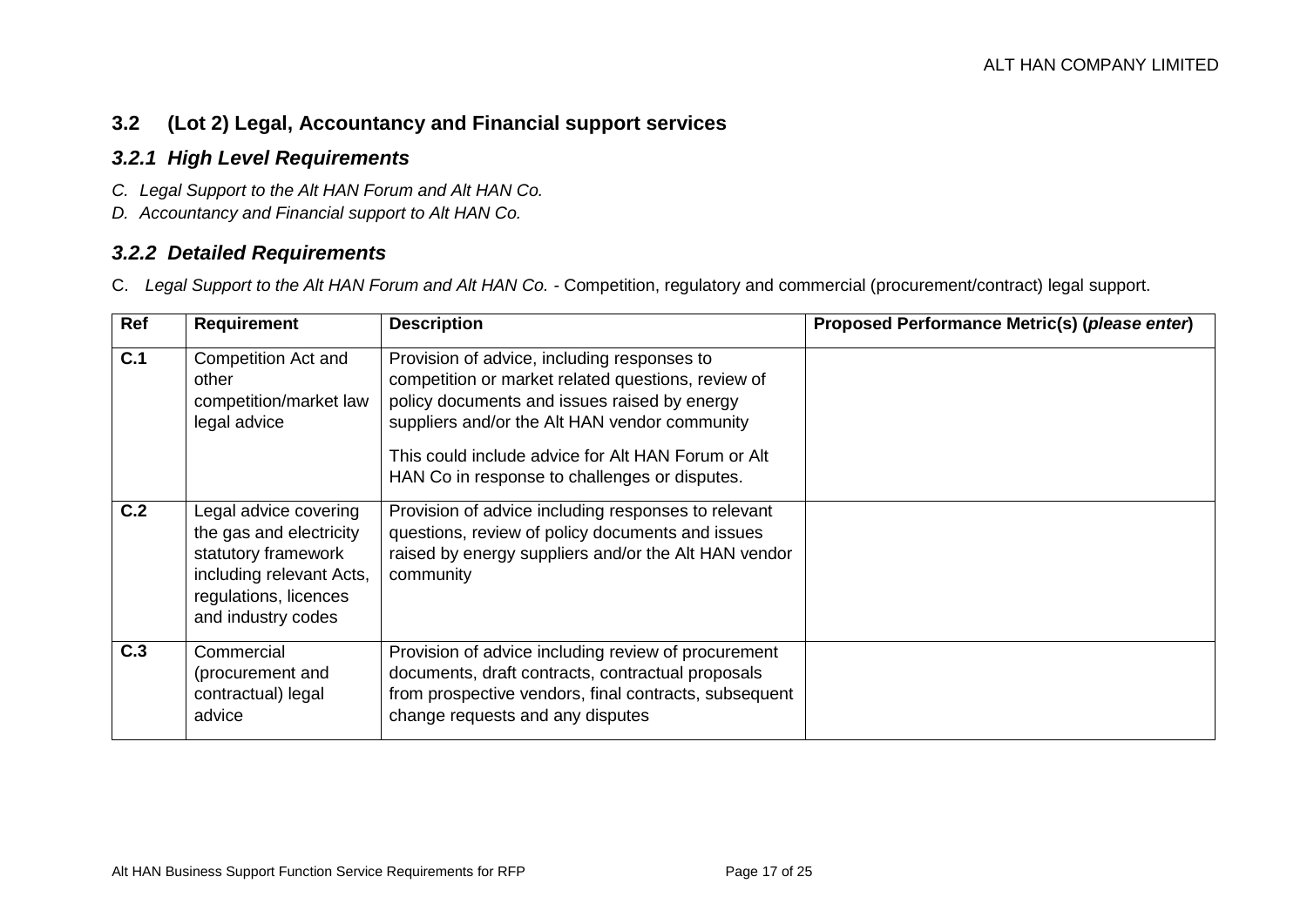## 3.2 (Lot 2) Legal, Accountancy and Financial support services

### *3.2.1 High Level Requirements*

*C. Legal Support to the Alt HAN Forum and Alt HAN Co.*

*D. Accountancy and Financial support to Alt HAN Co.*

### *3.2.2 Detailed Requirements*

C. *Legal Support to the Alt HAN Forum and Alt HAN Co.* - Competition, regulatory and commercial (procurement/contract) legal support.

| Ref | Requirement | Description | Proposed Performance Metric(s) (*please enter*) |
|---|---|---|---|
| **C.1** | Competition Act and other competition/market law legal advice | Provision of advice, including responses to competition or market related questions, review of policy documents and issues raised by energy suppliers and/or the Alt HAN vendor community<br><br>This could include advice for Alt HAN Forum or Alt HAN Co in response to challenges or disputes. | |
| **C.2** | Legal advice covering the gas and electricity statutory framework including relevant Acts, regulations, licences and industry codes | Provision of advice including responses to relevant questions, review of policy documents and issues raised by energy suppliers and/or the Alt HAN vendor community | |
| **C.3** | Commercial (procurement and contractual) legal advice | Provision of advice including review of procurement documents, draft contracts, contractual proposals from prospective vendors, final contracts, subsequent change requests and any disputes | |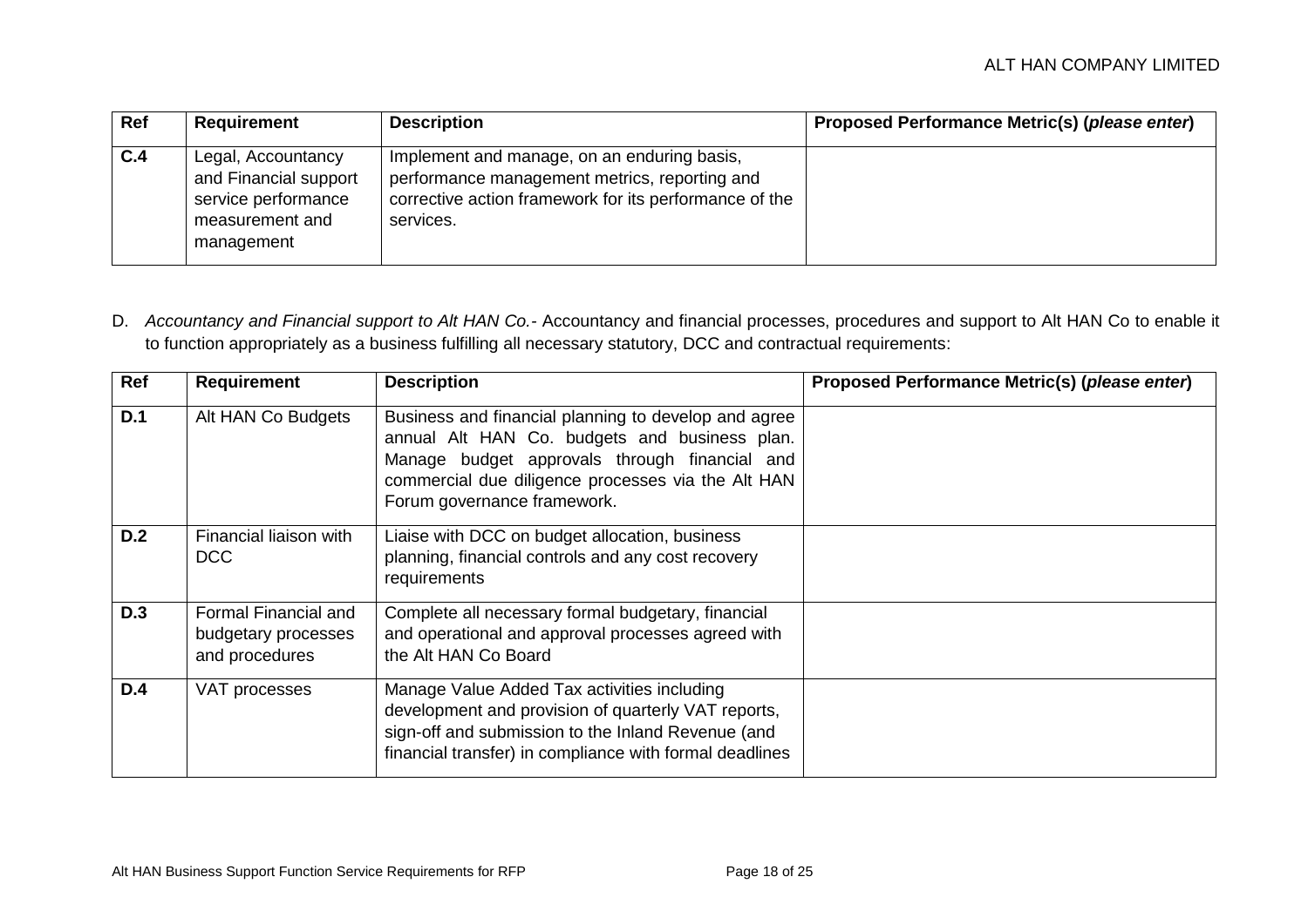| Ref | Requirement | Description | Proposed Performance Metric(s) (*please enter*) |
|---|---|---|---|
| **C.4** | Legal, Accountancy and Financial support service performance measurement and management | Implement and manage, on an enduring basis, performance management metrics, reporting and corrective action framework for its performance of the services. | |

D. *Accountancy and Financial support to Alt HAN Co.*- Accountancy and financial processes, procedures and support to Alt HAN Co to enable it to function appropriately as a business fulfilling all necessary statutory, DCC and contractual requirements:

| Ref | Requirement | Description | Proposed Performance Metric(s) (*please enter*) |
|---|---|---|---|
| **D.1** | Alt HAN Co Budgets | Business and financial planning to develop and agree annual Alt HAN Co. budgets and business plan. Manage budget approvals through financial and commercial due diligence processes via the Alt HAN Forum governance framework. | |
| **D.2** | Financial liaison with DCC | Liaise with DCC on budget allocation, business planning, financial controls and any cost recovery requirements | |
| **D.3** | Formal Financial and budgetary processes and procedures | Complete all necessary formal budgetary, financial and operational and approval processes agreed with the Alt HAN Co Board | |
| **D.4** | VAT processes | Manage Value Added Tax activities including development and provision of quarterly VAT reports, sign-off and submission to the Inland Revenue (and financial transfer) in compliance with formal deadlines | |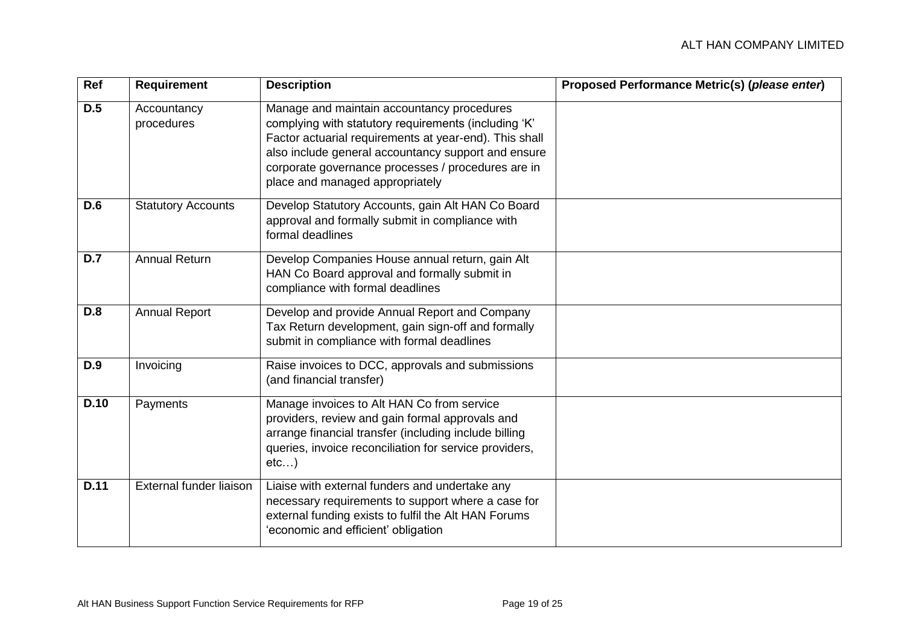| Ref | Requirement | Description | Proposed Performance Metric(s) (*please enter*) |
|---|---|---|---|
| **D.5** | Accountancy procedures | Manage and maintain accountancy procedures complying with statutory requirements (including 'K' Factor actuarial requirements at year-end). This shall also include general accountancy support and ensure corporate governance processes / procedures are in place and managed appropriately | |
| **D.6** | Statutory Accounts | Develop Statutory Accounts, gain Alt HAN Co Board approval and formally submit in compliance with formal deadlines | |
| **D.7** | Annual Return | Develop Companies House annual return, gain Alt HAN Co Board approval and formally submit in compliance with formal deadlines | |
| **D.8** | Annual Report | Develop and provide Annual Report and Company Tax Return development, gain sign-off and formally submit in compliance with formal deadlines | |
| **D.9** | Invoicing | Raise invoices to DCC, approvals and submissions (and financial transfer) | |
| **D.10** | Payments | Manage invoices to Alt HAN Co from service providers, review and gain formal approvals and arrange financial transfer (including include billing queries, invoice reconciliation for service providers, etc…) | |
| **D.11** | External funder liaison | Liaise with external funders and undertake any necessary requirements to support where a case for external funding exists to fulfil the Alt HAN Forums 'economic and efficient' obligation | |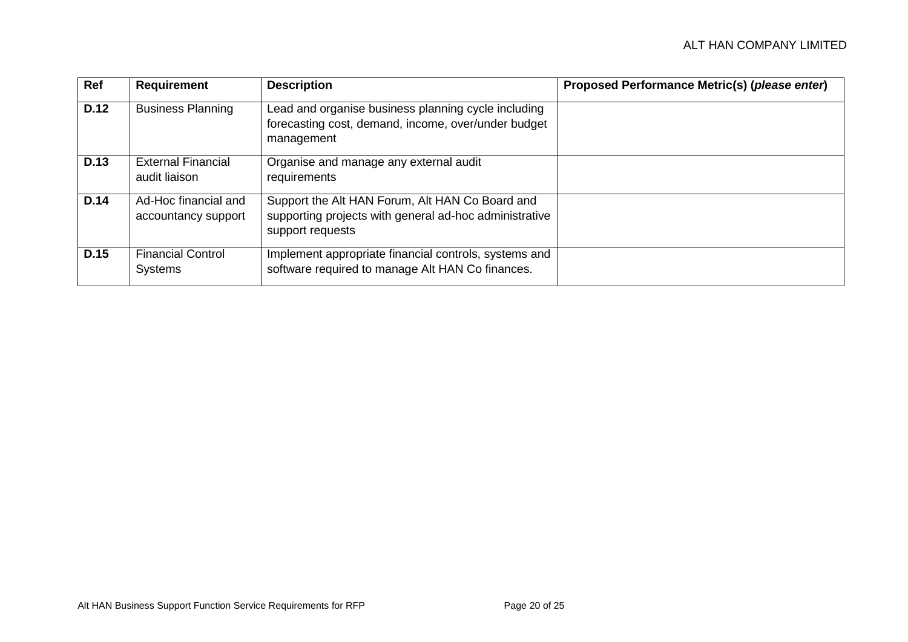| Ref | Requirement | Description | Proposed Performance Metric(s) (*please enter*) |
|---|---|---|---|
| **D.12** | Business Planning | Lead and organise business planning cycle including forecasting cost, demand, income, over/under budget management | |
| **D.13** | External Financial audit liaison | Organise and manage any external audit requirements | |
| **D.14** | Ad-Hoc financial and accountancy support | Support the Alt HAN Forum, Alt HAN Co Board and supporting projects with general ad-hoc administrative support requests | |
| **D.15** | Financial Control Systems | Implement appropriate financial controls, systems and software required to manage Alt HAN Co finances. | |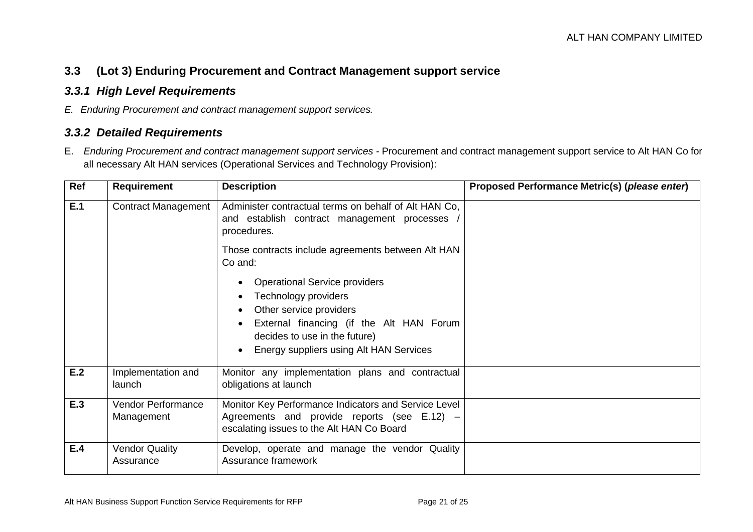## 3.3 (Lot 3) Enduring Procurement and Contract Management support service

### *3.3.1 High Level Requirements*

*E. Enduring Procurement and contract management support services.*

### *3.3.2 Detailed Requirements*

E. *Enduring Procurement and contract management support services* - Procurement and contract management support service to Alt HAN Co for all necessary Alt HAN services (Operational Services and Technology Provision):

| Ref | Requirement | Description | Proposed Performance Metric(s) (*please enter*) |
|---|---|---|---|
| **E.1** | Contract Management | Administer contractual terms on behalf of Alt HAN Co, and establish contract management processes / procedures.<br><br>Those contracts include agreements between Alt HAN Co and:<br>• Operational Service providers<br>• Technology providers<br>• Other service providers<br>• External financing (if the Alt HAN Forum decides to use in the future)<br>• Energy suppliers using Alt HAN Services | |
| **E.2** | Implementation and launch | Monitor any implementation plans and contractual obligations at launch | |
| **E.3** | Vendor Performance Management | Monitor Key Performance Indicators and Service Level Agreements and provide reports (see E.12) – escalating issues to the Alt HAN Co Board | |
| **E.4** | Vendor Quality Assurance | Develop, operate and manage the vendor Quality Assurance framework | |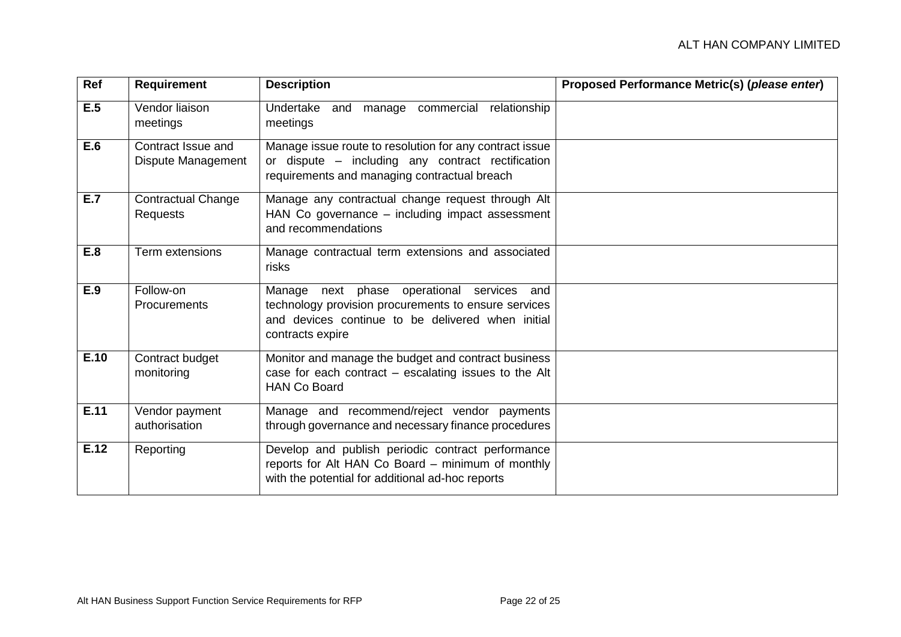| Ref | Requirement | Description | Proposed Performance Metric(s) (*please enter*) |
|---|---|---|---|
| **E.5** | Vendor liaison meetings | Undertake and manage commercial relationship meetings | |
| **E.6** | Contract Issue and Dispute Management | Manage issue route to resolution for any contract issue or dispute – including any contract rectification requirements and managing contractual breach | |
| **E.7** | Contractual Change Requests | Manage any contractual change request through Alt HAN Co governance – including impact assessment and recommendations | |
| **E.8** | Term extensions | Manage contractual term extensions and associated risks | |
| **E.9** | Follow-on Procurements | Manage next phase operational services and technology provision procurements to ensure services and devices continue to be delivered when initial contracts expire | |
| **E.10** | Contract budget monitoring | Monitor and manage the budget and contract business case for each contract – escalating issues to the Alt HAN Co Board | |
| **E.11** | Vendor payment authorisation | Manage and recommend/reject vendor payments through governance and necessary finance procedures | |
| **E.12** | Reporting | Develop and publish periodic contract performance reports for Alt HAN Co Board – minimum of monthly with the potential for additional ad-hoc reports | |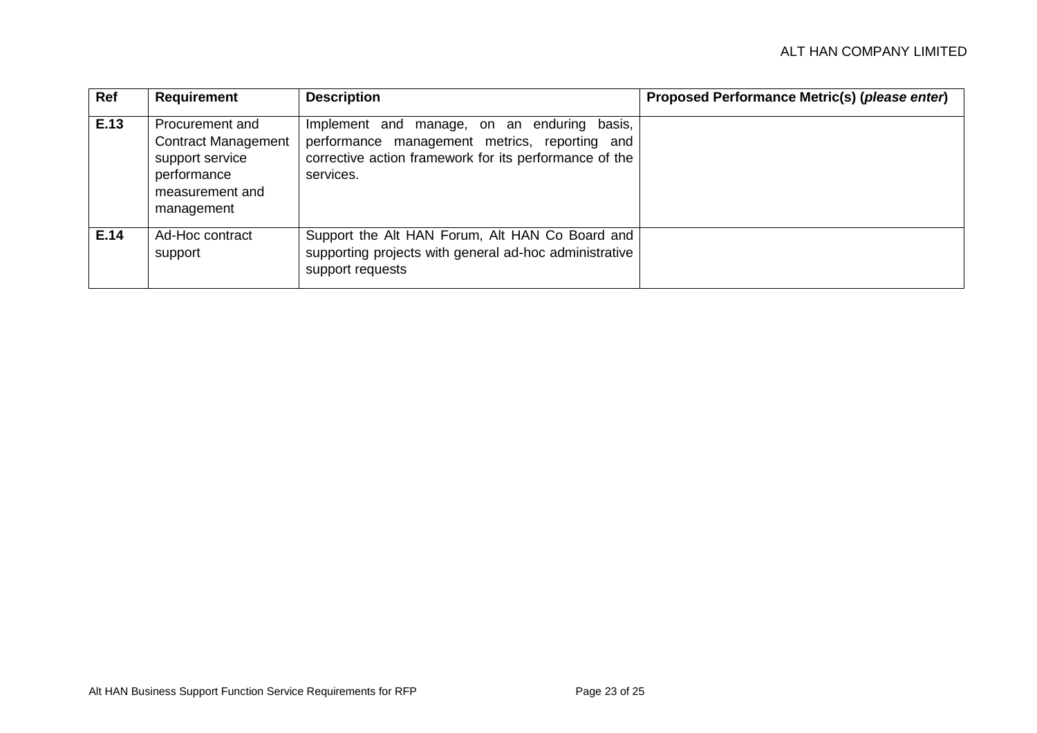| Ref | Requirement | Description | Proposed Performance Metric(s) (*please enter*) |
|---|---|---|---|
| **E.13** | Procurement and Contract Management support service performance measurement and management | Implement and manage, on an enduring basis, performance management metrics, reporting and corrective action framework for its performance of the services. | |
| **E.14** | Ad-Hoc contract support | Support the Alt HAN Forum, Alt HAN Co Board and supporting projects with general ad-hoc administrative support requests | |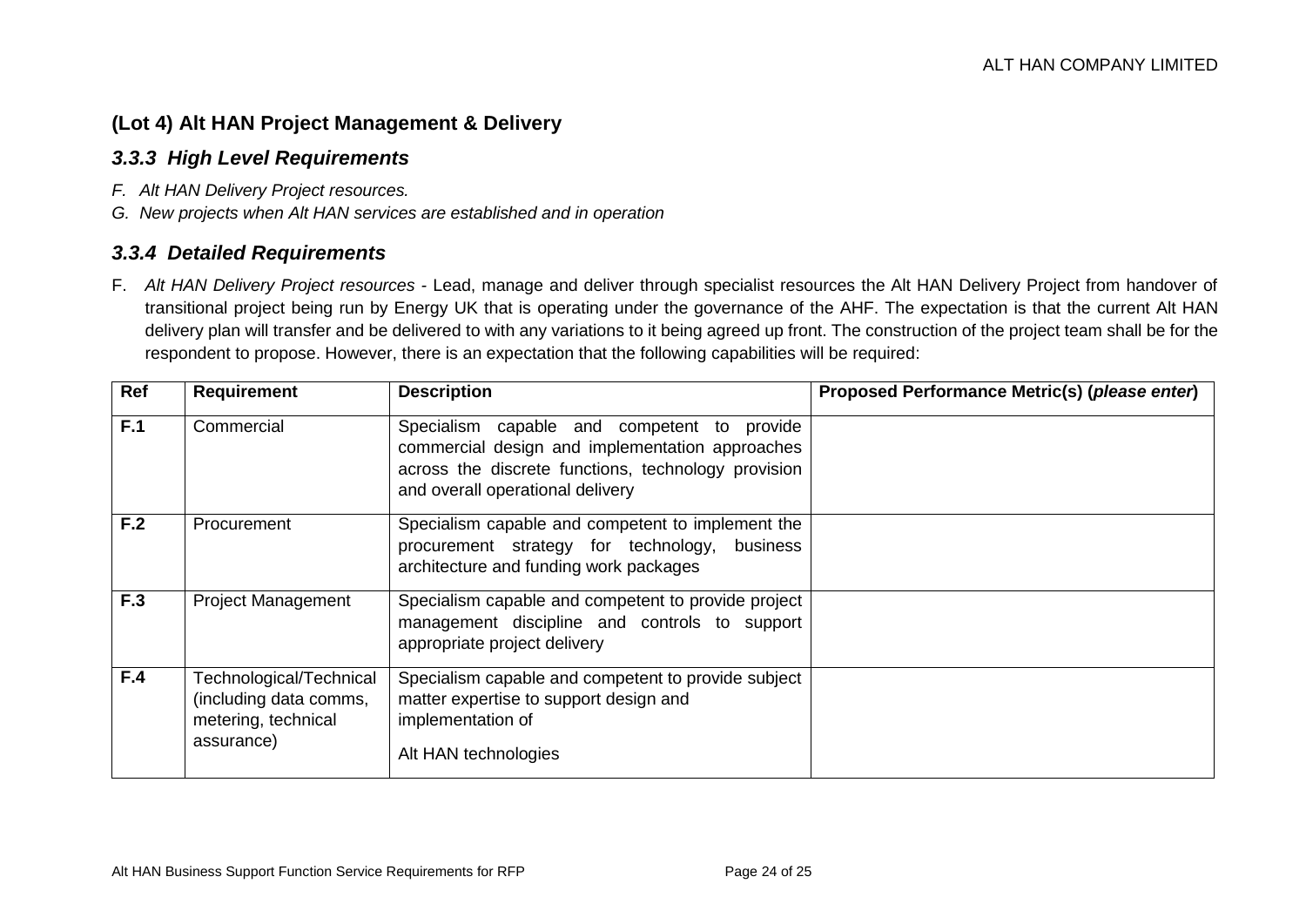## (Lot 4) Alt HAN Project Management & Delivery

### *3.3.3 High Level Requirements*

*F. Alt HAN Delivery Project resources.*

*G. New projects when Alt HAN services are established and in operation*

### *3.3.4 Detailed Requirements*

F. *Alt HAN Delivery Project resources* - Lead, manage and deliver through specialist resources the Alt HAN Delivery Project from handover of transitional project being run by Energy UK that is operating under the governance of the AHF. The expectation is that the current Alt HAN delivery plan will transfer and be delivered to with any variations to it being agreed up front. The construction of the project team shall be for the respondent to propose. However, there is an expectation that the following capabilities will be required:

| Ref | Requirement | Description | Proposed Performance Metric(s) (*please enter*) |
|---|---|---|---|
| **F.1** | Commercial | Specialism capable and competent to provide commercial design and implementation approaches across the discrete functions, technology provision and overall operational delivery | |
| **F.2** | Procurement | Specialism capable and competent to implement the procurement strategy for technology, business architecture and funding work packages | |
| **F.3** | Project Management | Specialism capable and competent to provide project management discipline and controls to support appropriate project delivery | |
| **F.4** | Technological/Technical (including data comms, metering, technical assurance) | Specialism capable and competent to provide subject matter expertise to support design and implementation of Alt HAN technologies | |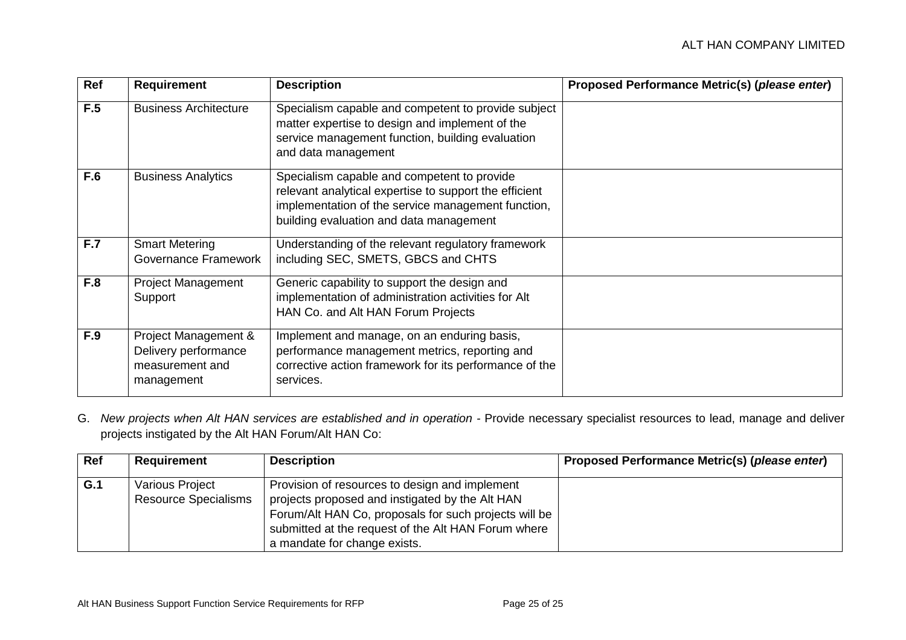| Ref | Requirement | Description | Proposed Performance Metric(s) (*please enter*) |
|---|---|---|---|
| **F.5** | Business Architecture | Specialism capable and competent to provide subject matter expertise to design and implement of the service management function, building evaluation and data management | |
| **F.6** | Business Analytics | Specialism capable and competent to provide relevant analytical expertise to support the efficient implementation of the service management function, building evaluation and data management | |
| **F.7** | Smart Metering Governance Framework | Understanding of the relevant regulatory framework including SEC, SMETS, GBCS and CHTS | |
| **F.8** | Project Management Support | Generic capability to support the design and implementation of administration activities for Alt HAN Co. and Alt HAN Forum Projects | |
| **F.9** | Project Management & Delivery performance measurement and management | Implement and manage, on an enduring basis, performance management metrics, reporting and corrective action framework for its performance of the services. | |

G. *New projects when Alt HAN services are established and in operation* - Provide necessary specialist resources to lead, manage and deliver projects instigated by the Alt HAN Forum/Alt HAN Co:

| Ref | Requirement | Description | Proposed Performance Metric(s) (*please enter*) |
|---|---|---|---|
| **G.1** | Various Project Resource Specialisms | Provision of resources to design and implement projects proposed and instigated by the Alt HAN Forum/Alt HAN Co, proposals for such projects will be submitted at the request of the Alt HAN Forum where a mandate for change exists. | |